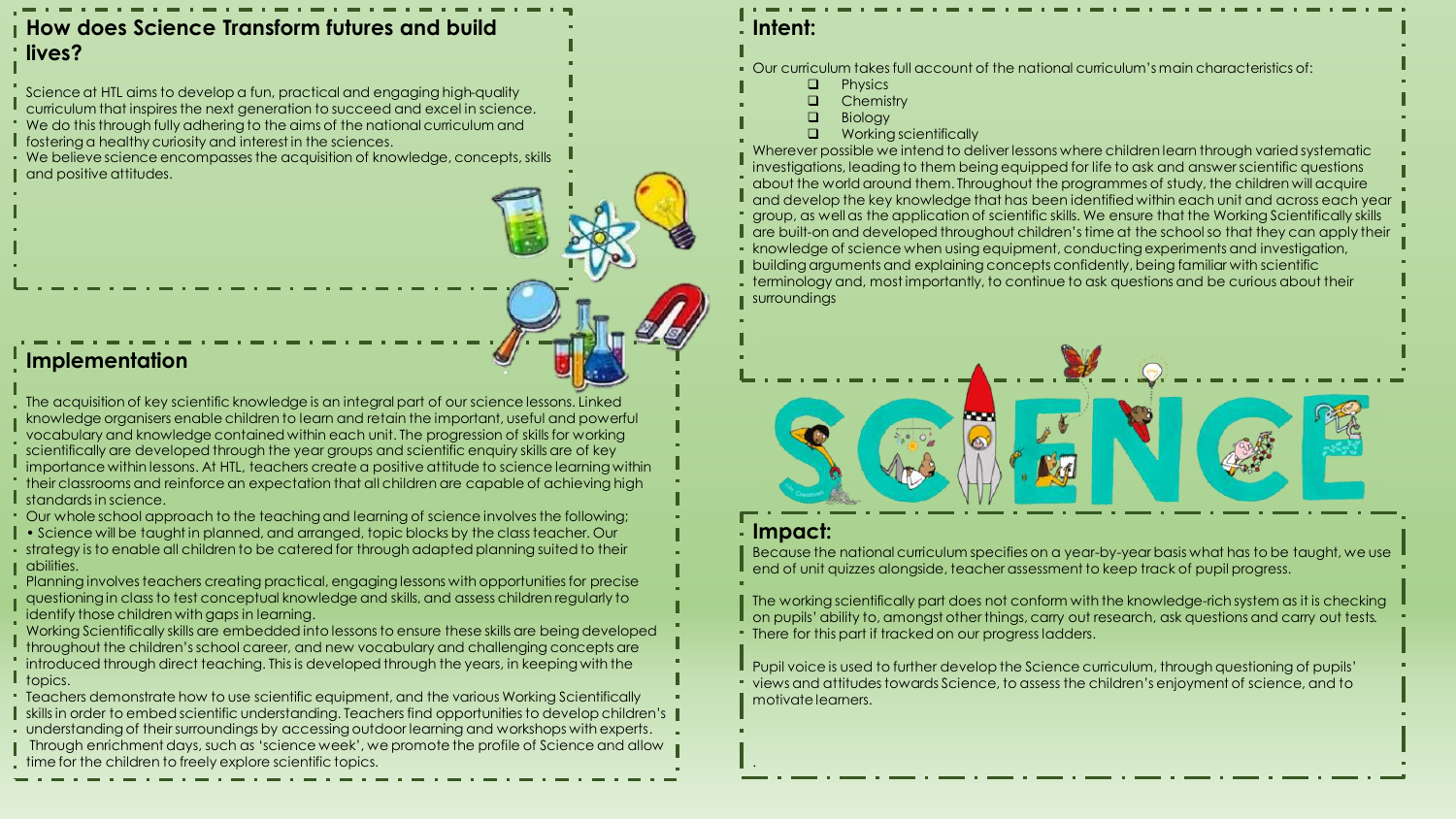## How does Science Transform futures and build lives?

Science at HTL aims to develop a fun, practical and engaging high-quality curriculum that inspires the next generation to succeed and excel in science. We do this through fully adhering to the aims of the national curriculum and fostering a healthy curiosity and interest in the sciences.

We believe science encompasses the acquisition of knowledge, concepts, skills and positive attitudes.

## Implementation

The acquisition of key scientific knowledge is an integral part of our science lessons. Linked knowledge organisers enable children to learn and retain the important, useful and powerful vocabulary and knowledge contained within each unit. The progression of skills for working scientifically are developed through the year groups and scientific enquiry skills are of key importance within lessons. At HTL, teachers create a positive attitude to science learning within their classrooms and reinforce an expectation that all children are capable of achieving high standards in science.

Our whole school approach to the teaching and learning of science involves the following;

• Science will be taught in planned, and arranged, topic blocks by the class teacher. Our strategy is to enable all children to be catered for through adapted planning suited to their abilities.

Planning involves teachers creating practical, engaging lessons with opportunities for precise questioning in class to test conceptual knowledge and skills, and assess children regularly to identify those children with gaps in learning.

Working Scientifically skills are embedded into lessons to ensure these skills are being developed throughout the children's school career, and new vocabulary and challenging concepts are introduced through direct teaching. This is developed through the years, in keeping with the topics.

Teachers demonstrate how to use scientific equipment, and the various Working Scientifically skills in order to embed scientific understanding. Teachers find opportunities to develop children's understanding of their surroundings by accessing outdoor learning and workshops with experts.

Through enrichment days, such as 'science week', we promote the profile of Science and allow time for the children to freely explore scientific topics.

## Intent:

Our curriculum takes full account of the national curriculum's main characteristics of:

- Physics
- Chemistry
- Biology
- Working scientifically

Wherever possible we intend to deliver lessons where children learn through varied systematic investigations, leading to them being equipped for life to ask and answer scientific questions about the world around them. Throughout the programmes of study, the children will acquire and develop the key knowledge that has been identified within each unit and across each year group, as well as the application of scientific skills. We ensure that the Working Scientifically skills are built-on and developed throughout children's time at the school so that they can apply their knowledge of science when using equipment, conducting experiments and investigation, building arguments and explaining concepts confidently, being familiar with scientific terminology and, most importantly, to continue to ask questions and be curious about their surroundings

## Impact:

Because the national curriculum specifies on a year-by-year basis what has to be taught, we use end of unit quizzes alongside, teacher assessment to keep track of pupil progress.

The working scientifically part does not conform with the knowledge-rich system as it is checking on pupils' ability to, amongst other things, carry out research, ask questions and carry out tests. There for this part if tracked on our progress ladders.

Pupil voice is used to further develop the Science curriculum, through questioning of pupils' views and attitudes towards Science, to assess the children's enjoyment of science, and to motivate learners.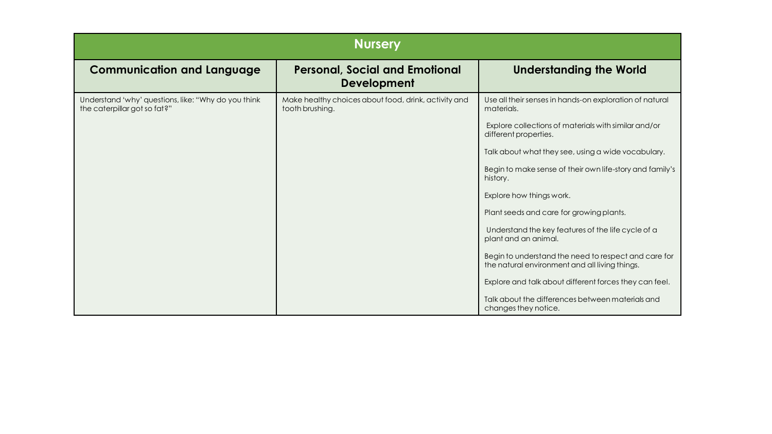| Nursery | | |
|---|---|---|
| **Communication and Language** | **Personal, Social and Emotional Development** | **Understanding the World** |
| Understand 'why' questions, like: "Why do you think the caterpillar got so fat?" | Make healthy choices about food, drink, activity and tooth brushing. | Use all their senses in hands-on exploration of natural materials.<br><br>Explore collections of materials with similar and/or different properties.<br><br>Talk about what they see, using a wide vocabulary.<br><br>Begin to make sense of their own life-story and family's history.<br><br>Explore how things work.<br><br>Plant seeds and care for growing plants.<br><br>Understand the key features of the life cycle of a plant and an animal.<br><br>Begin to understand the need to respect and care for the natural environment and all living things.<br><br>Explore and talk about different forces they can feel.<br><br>Talk about the differences between materials and changes they notice. |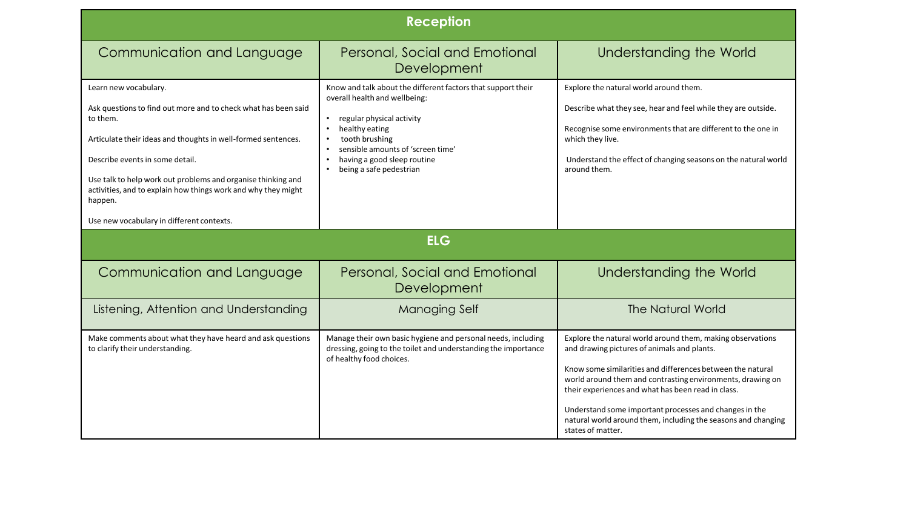## Reception

| Communication and Language | Personal, Social and Emotional Development | Understanding the World |
|---|---|---|
| Learn new vocabulary.<br><br>Ask questions to find out more and to check what has been said to them.<br><br>Articulate their ideas and thoughts in well-formed sentences.<br><br>Describe events in some detail.<br><br>Use talk to help work out problems and organise thinking and activities, and to explain how things work and why they might happen.<br><br>Use new vocabulary in different contexts. | Know and talk about the different factors that support their overall health and wellbeing:<br><br>• regular physical activity<br>• healthy eating<br>• tooth brushing<br>• sensible amounts of 'screen time'<br>• having a good sleep routine<br>• being a safe pedestrian | Explore the natural world around them.<br><br>Describe what they see, hear and feel while they are outside.<br><br>Recognise some environments that are different to the one in which they live.<br><br>Understand the effect of changing seasons on the natural world around them. |

## ELG

| Communication and Language | Personal, Social and Emotional Development | Understanding the World |
|---|---|---|
| Listening, Attention and Understanding | Managing Self | The Natural World |
| Make comments about what they have heard and ask questions to clarify their understanding. | Manage their own basic hygiene and personal needs, including dressing, going to the toilet and understanding the importance of healthy food choices. | Explore the natural world around them, making observations and drawing pictures of animals and plants.<br><br>Know some similarities and differences between the natural world around them and contrasting environments, drawing on their experiences and what has been read in class.<br><br>Understand some important processes and changes in the natural world around them, including the seasons and changing states of matter. |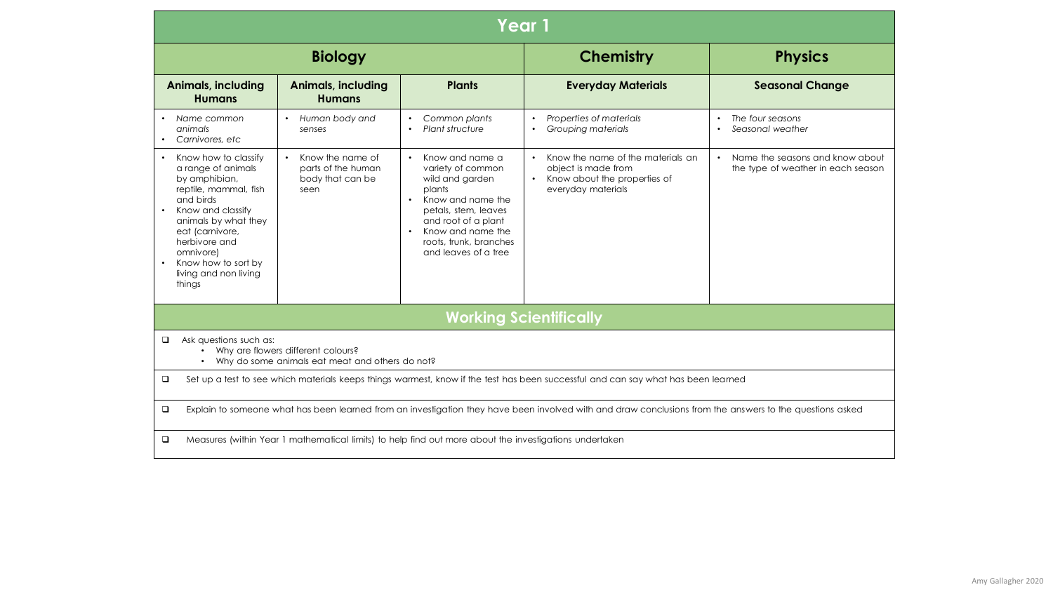# Year 1

| Biology | | | Chemistry | Physics |
|---|---|---|---|---|
| **Animals, including Humans** | **Animals, including Humans** | **Plants** | **Everyday Materials** | **Seasonal Change** |
| • *Name common animals*<br>• *Carnivores, etc* | • *Human body and senses* | • *Common plants*<br>• *Plant structure* | • *Properties of materials*<br>• *Grouping materials* | • *The four seasons*<br>• *Seasonal weather* |
| • Know how to classify a range of animals by amphibian, reptile, mammal, fish and birds<br>• Know and classify animals by what they eat (carnivore, herbivore and omnivore)<br>• Know how to sort by living and non living things | • Know the name of parts of the human body that can be seen | • Know and name a variety of common wild and garden plants<br>• Know and name the petals, stem, leaves and root of a plant<br>• Know and name the roots, trunk, branches and leaves of a tree | • Know the name of the materials an object is made from<br>• Know about the properties of everyday materials | • Name the seasons and know about the type of weather in each season |

## Working Scientifically

- Ask questions such as:
  - Why are flowers different colours?
  - Why do some animals eat meat and others do not?
- Set up a test to see which materials keeps things warmest, know if the test has been successful and can say what has been learned
- Explain to someone what has been learned from an investigation they have been involved with and draw conclusions from the answers to the questions asked
- Measures (within Year 1 mathematical limits) to help find out more about the investigations undertaken

Amy Gallagher 2020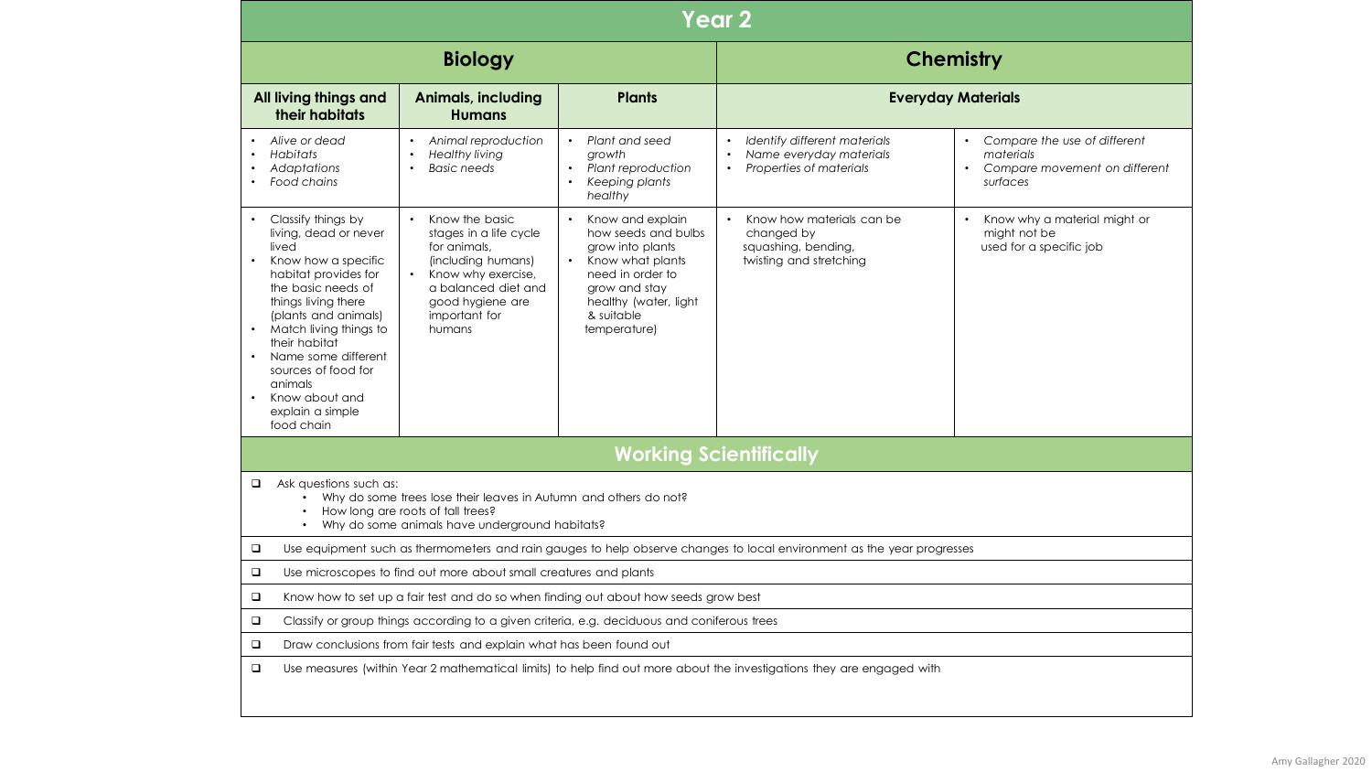# Year 2

| Biology | | | Chemistry | |
|---|---|---|---|---|
| **All living things and their habitats** | **Animals, including Humans** | **Plants** | **Everyday Materials** | |
| • *Alive or dead*<br>• *Habitats*<br>• *Adaptations*<br>• *Food chains* | • *Animal reproduction*<br>• *Healthy living*<br>• *Basic needs* | • *Plant and seed growth*<br>• *Plant reproduction*<br>• *Keeping plants healthy* | • *Identify different materials*<br>• *Name everyday materials*<br>• *Properties of materials* | • *Compare the use of different materials*<br>• *Compare movement on different surfaces* |
| • Classify things by living, dead or never lived<br>• Know how a specific habitat provides for the basic needs of things living there (plants and animals)<br>• Match living things to their habitat<br>• Name some different sources of food for animals<br>• Know about and explain a simple food chain | • Know the basic stages in a life cycle for animals, (including humans)<br>• Know why exercise, a balanced diet and good hygiene are important for humans | • Know and explain how seeds and bulbs grow into plants<br>• Know what plants need in order to grow and stay healthy (water, light & suitable temperature) | • Know how materials can be changed by squashing, bending, twisting and stretching | • Know why a material might or might not be used for a specific job |

## Working Scientifically

- Ask questions such as:
  - Why do some trees lose their leaves in Autumn and others do not?
  - How long are roots of tall trees?
  - Why do some animals have underground habitats?
- Use equipment such as thermometers and rain gauges to help observe changes to local environment as the year progresses
- Use microscopes to find out more about small creatures and plants
- Know how to set up a fair test and do so when finding out about how seeds grow best
- Classify or group things according to a given criteria, e.g. deciduous and coniferous trees
- Draw conclusions from fair tests and explain what has been found out
- Use measures (within Year 2 mathematical limits) to help find out more about the investigations they are engaged with

Amy Gallagher 2020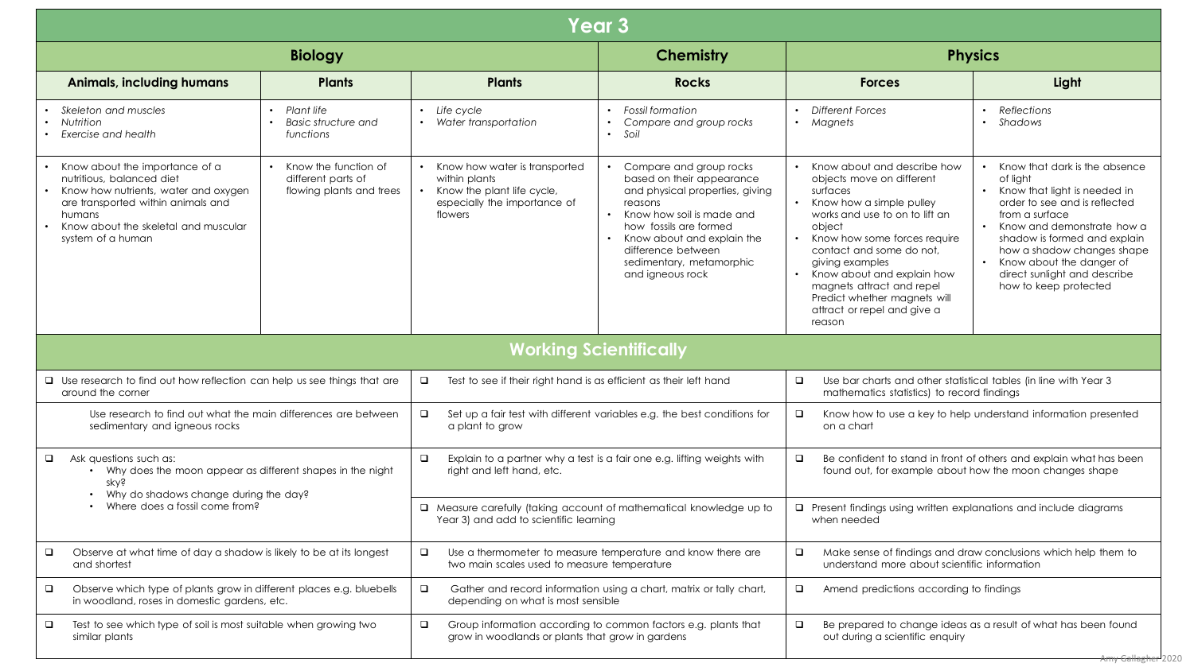# Year 3

| Biology | | | Chemistry | Physics | |
|---|---|---|---|---|---|
| **Animals, including humans** | **Plants** | **Plants** | **Rocks** | **Forces** | **Light** |
| • *Skeleton and muscles*<br>• *Nutrition*<br>• *Exercise and health* | • *Plant life*<br>• *Basic structure and functions* | • *Life cycle*<br>• *Water transportation* | • *Fossil formation*<br>• *Compare and group rocks*<br>• *Soil* | • *Different Forces*<br>• *Magnets* | • *Reflections*<br>• *Shadows* |
| • Know about the importance of a nutritious, balanced diet<br>• Know how nutrients, water and oxygen are transported within animals and humans<br>• Know about the skeletal and muscular system of a human | • Know the function of different parts of flowing plants and trees | • Know how water is transported within plants<br>• Know the plant life cycle, especially the importance of flowers | • Compare and group rocks based on their appearance and physical properties, giving reasons<br>• Know how soil is made and how fossils are formed<br>• Know about and explain the difference between sedimentary, metamorphic and igneous rock | • Know about and describe how objects move on different surfaces<br>• Know how a simple pulley works and use to on to lift an object<br>• Know how some forces require contact and some do not, giving examples<br>• Know about and explain how magnets attract and repel Predict whether magnets will attract or repel and give a reason | • Know that dark is the absence of light<br>• Know that light is needed in order to see and is reflected from a surface<br>• Know and demonstrate how a shadow is formed and explain how a shadow changes shape<br>• Know about the danger of direct sunlight and describe how to keep protected |

## Working Scientifically

| | | |
|---|---|---|
| ❑ Use research to find out how reflection can help us see things that are around the corner | ❑ Test to see if their right hand is as efficient as their left hand | ❑ Use bar charts and other statistical tables (in line with Year 3 mathematics statistics) to record findings |
| Use research to find out what the main differences are between sedimentary and igneous rocks | ❑ Set up a fair test with different variables e.g. the best conditions for a plant to grow | ❑ Know how to use a key to help understand information presented on a chart |
| ❑ Ask questions such as:<br>• Why does the moon appear as different shapes in the night sky?<br>• Why do shadows change during the day?<br>• Where does a fossil come from? | ❑ Explain to a partner why a test is a fair one e.g. lifting weights with right and left hand, etc. | ❑ Be confident to stand in front of others and explain what has been found out, for example about how the moon changes shape |
| | ❑ Measure carefully (taking account of mathematical knowledge up to Year 3) and add to scientific learning | ❑ Present findings using written explanations and include diagrams when needed |
| ❑ Observe at what time of day a shadow is likely to be at its longest and shortest | ❑ Use a thermometer to measure temperature and know there are two main scales used to measure temperature | ❑ Make sense of findings and draw conclusions which help them to understand more about scientific information |
| ❑ Observe which type of plants grow in different places e.g. bluebells in woodland, roses in domestic gardens, etc. | ❑ Gather and record information using a chart, matrix or tally chart, depending on what is most sensible | ❑ Amend predictions according to findings |
| ❑ Test to see which type of soil is most suitable when growing two similar plants | ❑ Group information according to common factors e.g. plants that grow in woodlands or plants that grow in gardens | ❑ Be prepared to change ideas as a result of what has been found out during a scientific enquiry |

Amy Gallagher 2020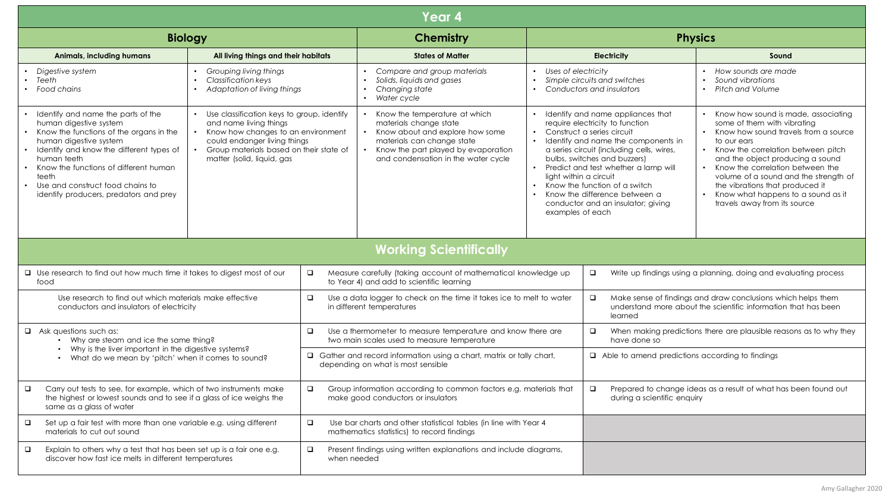# Year 4

| Biology | | Chemistry | Physics | |
|---|---|---|---|---|
| **Animals, including humans** | **All living things and their habitats** | **States of Matter** | **Electricity** | **Sound** |
| • *Digestive system*<br>• *Teeth*<br>• *Food chains* | • *Grouping living things*<br>• *Classification keys*<br>• *Adaptation of living things* | • *Compare and group materials*<br>• *Solids, liquids and gases*<br>• *Changing state*<br>• *Water cycle* | • *Uses of electricity*<br>• *Simple circuits and switches*<br>• *Conductors and insulators* | • *How sounds are made*<br>• *Sound vibrations*<br>• *Pitch and Volume* |
| • Identify and name the parts of the human digestive system<br>• Know the functions of the organs in the human digestive system<br>• Identify and know the different types of human teeth<br>• Know the functions of different human teeth<br>• Use and construct food chains to identify producers, predators and prey | • Use classification keys to group, identify and name living things<br>• Know how changes to an environment could endanger living things<br>• Group materials based on their state of matter (solid, liquid, gas | • Know the temperature at which materials change state<br>• Know about and explore how some materials can change state<br>• Know the part played by evaporation and condensation in the water cycle | • Identify and name appliances that require electricity to function<br>• Construct a series circuit<br>• Identify and name the components in a series circuit (including cells, wires, bulbs, switches and buzzers)<br>• Predict and test whether a lamp will light within a circuit<br>• Know the function of a switch<br>• Know the difference between a conductor and an insulator; giving examples of each | • Know how sound is made, associating some of them with vibrating<br>• Know how sound travels from a source to our ears<br>• Know the correlation between pitch and the object producing a sound<br>• Know the correlation between the volume of a sound and the strength of the vibrations that produced it<br>• Know what happens to a sound as it travels away from its source |

## Working Scientifically

| | | |
|---|---|---|
| ❑ Use research to find out how much time it takes to digest most of our food | ❑ Measure carefully (taking account of mathematical knowledge up to Year 4) and add to scientific learning | ❑ Write up findings using a planning, doing and evaluating process |
| Use research to find out which materials make effective conductors and insulators of electricity | ❑ Use a data logger to check on the time it takes ice to melt to water in different temperatures | ❑ Make sense of findings and draw conclusions which helps them understand more about the scientific information that has been learned |
| ❑ Ask questions such as:<br>• Why are steam and ice the same thing?<br>• Why is the liver important in the digestive systems?<br>• What do we mean by 'pitch' when it comes to sound? | ❑ Use a thermometer to measure temperature and know there are two main scales used to measure temperature<br><br>❑ Gather and record information using a chart, matrix or tally chart, depending on what is most sensible | ❑ When making predictions there are plausible reasons as to why they have done so<br><br>❑ Able to amend predictions according to findings |
| ❑ Carry out tests to see, for example, which of two instruments make the highest or lowest sounds and to see if a glass of ice weighs the same as a glass of water | ❑ Group information according to common factors e.g. materials that make good conductors or insulators | ❑ Prepared to change ideas as a result of what has been found out during a scientific enquiry |
| ❑ Set up a fair test with more than one variable e.g. using different materials to cut out sound | ❑ Use bar charts and other statistical tables (in line with Year 4 mathematics statistics) to record findings | |
| ❑ Explain to others why a test that has been set up is a fair one e.g. discover how fast ice melts in different temperatures | ❑ Present findings using written explanations and include diagrams, when needed | |

Amy Gallagher 2020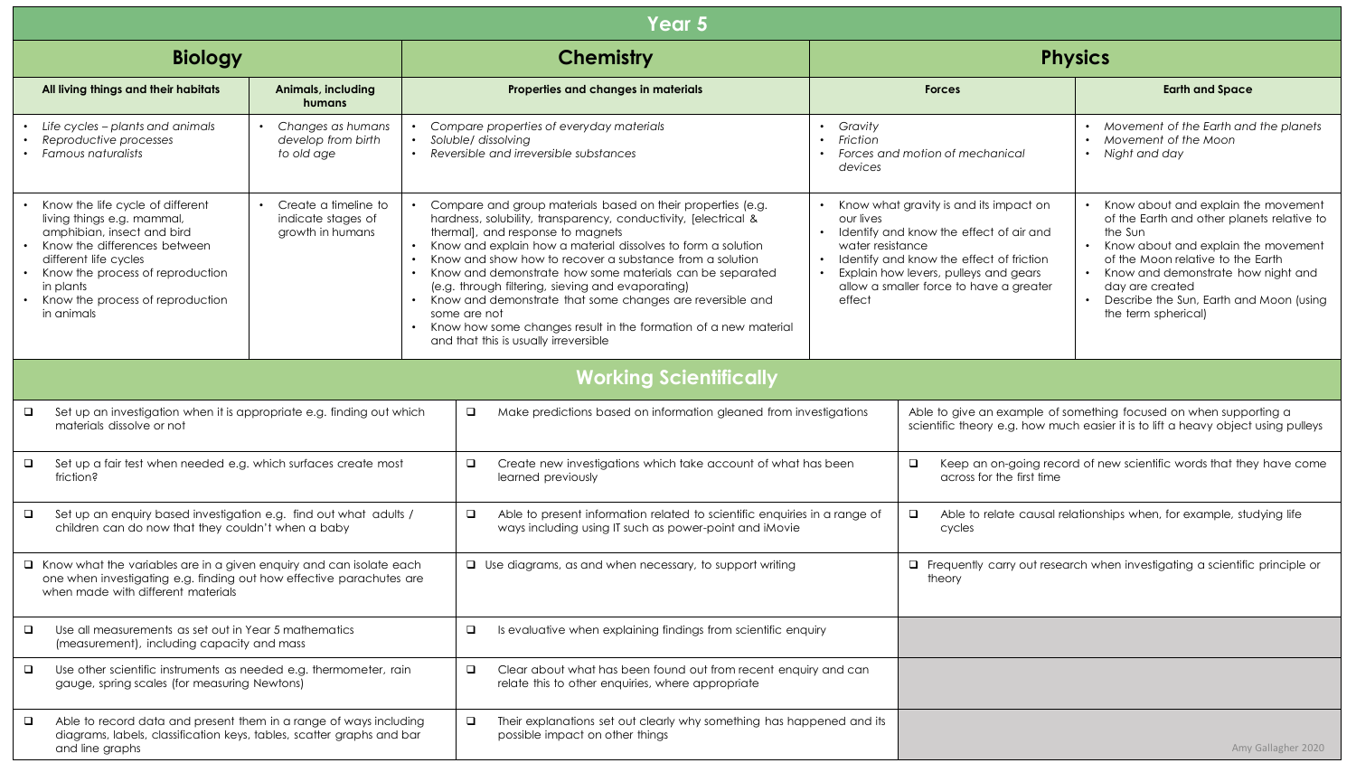# Year 5

| Biology | | Chemistry | Physics | |
|---|---|---|---|---|
| **All living things and their habitats** | **Animals, including humans** | **Properties and changes in materials** | **Forces** | **Earth and Space** |
| • *Life cycles – plants and animals*<br>• *Reproductive processes*<br>• *Famous naturalists* | • *Changes as humans develop from birth to old age* | • *Compare properties of everyday materials*<br>• *Soluble/ dissolving*<br>• *Reversible and irreversible substances* | • *Gravity*<br>• *Friction*<br>• *Forces and motion of mechanical devices* | • *Movement of the Earth and the planets*<br>• *Movement of the Moon*<br>• *Night and day* |
| • Know the life cycle of different living things e.g. mammal, amphibian, insect and bird<br>• Know the differences between different life cycles<br>• Know the process of reproduction in plants<br>• Know the process of reproduction in animals | • Create a timeline to indicate stages of growth in humans | • Compare and group materials based on their properties (e.g. hardness, solubility, transparency, conductivity, [electrical & thermal], and response to magnets<br>• Know and explain how a material dissolves to form a solution<br>• Know and show how to recover a substance from a solution<br>• Know and demonstrate how some materials can be separated (e.g. through filtering, sieving and evaporating)<br>• Know and demonstrate that some changes are reversible and some are not<br>• Know how some changes result in the formation of a new material and that this is usually irreversible | • Know what gravity is and its impact on our lives<br>• Identify and know the effect of air and water resistance<br>• Identify and know the effect of friction<br>• Explain how levers, pulleys and gears allow a smaller force to have a greater effect | • Know about and explain the movement of the Earth and other planets relative to the Sun<br>• Know about and explain the movement of the Moon relative to the Earth<br>• Know and demonstrate how night and day are created<br>• Describe the Sun, Earth and Moon (using the term spherical) |

## Working Scientifically

| | | |
|---|---|---|
| ❑ Set up an investigation when it is appropriate e.g. finding out which materials dissolve or not | ❑ Make predictions based on information gleaned from investigations | Able to give an example of something focused on when supporting a scientific theory e.g. how much easier it is to lift a heavy object using pulleys |
| ❑ Set up a fair test when needed e.g. which surfaces create most friction? | ❑ Create new investigations which take account of what has been learned previously | ❑ Keep an on-going record of new scientific words that they have come across for the first time |
| ❑ Set up an enquiry based investigation e.g. find out what adults / children can do now that they couldn't when a baby | ❑ Able to present information related to scientific enquiries in a range of ways including using IT such as power-point and iMovie | ❑ Able to relate causal relationships when, for example, studying life cycles |
| ❑ Know what the variables are in a given enquiry and can isolate each one when investigating e.g. finding out how effective parachutes are when made with different materials | ❑ Use diagrams, as and when necessary, to support writing | ❑ Frequently carry out research when investigating a scientific principle or theory |
| ❑ Use all measurements as set out in Year 5 mathematics (measurement), including capacity and mass | ❑ Is evaluative when explaining findings from scientific enquiry | |
| ❑ Use other scientific instruments as needed e.g. thermometer, rain gauge, spring scales (for measuring Newtons) | ❑ Clear about what has been found out from recent enquiry and can relate this to other enquiries, where appropriate | |
| ❑ Able to record data and present them in a range of ways including diagrams, labels, classification keys, tables, scatter graphs and bar and line graphs | ❑ Their explanations set out clearly why something has happened and its possible impact on other things | |

Amy Gallagher 2020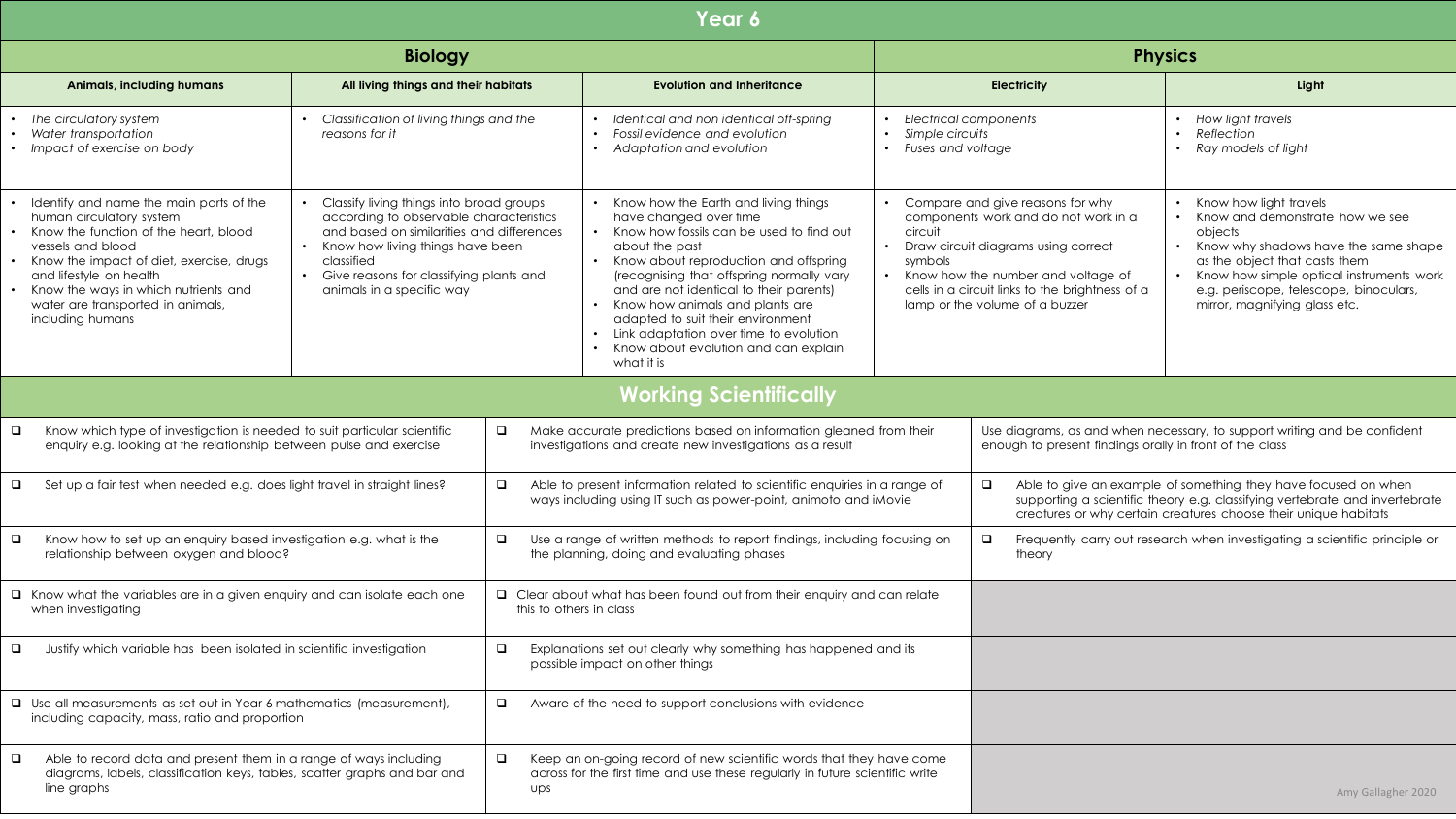# Year 6

| Biology | | | Physics | |
|---|---|---|---|---|
| **Animals, including humans** | **All living things and their habitats** | **Evolution and Inheritance** | **Electricity** | **Light** |
| • *The circulatory system*<br>• *Water transportation*<br>• *Impact of exercise on body* | • *Classification of living things and the reasons for it* | • *Identical and non identical off-spring*<br>• *Fossil evidence and evolution*<br>• *Adaptation and evolution* | • *Electrical components*<br>• *Simple circuits*<br>• *Fuses and voltage* | • *How light travels*<br>• *Reflection*<br>• *Ray models of light* |
| • Identify and name the main parts of the human circulatory system<br>• Know the function of the heart, blood vessels and blood<br>• Know the impact of diet, exercise, drugs and lifestyle on health<br>• Know the ways in which nutrients and water are transported in animals, including humans | • Classify living things into broad groups according to observable characteristics and based on similarities and differences<br>• Know how living things have been classified<br>• Give reasons for classifying plants and animals in a specific way | • Know how the Earth and living things have changed over time<br>• Know how fossils can be used to find out about the past<br>• Know about reproduction and offspring (recognising that offspring normally vary and are not identical to their parents)<br>• Know how animals and plants are adapted to suit their environment<br>• Link adaptation over time to evolution<br>• Know about evolution and can explain what it is | • Compare and give reasons for why components work and do not work in a circuit<br>• Draw circuit diagrams using correct symbols<br>• Know how the number and voltage of cells in a circuit links to the brightness of a lamp or the volume of a buzzer | • Know how light travels<br>• Know and demonstrate how we see objects<br>• Know why shadows have the same shape as the object that casts them<br>• Know how simple optical instruments work e.g. periscope, telescope, binoculars, mirror, magnifying glass etc. |

## Working Scientifically

| | | |
|---|---|---|
| ❑ Know which type of investigation is needed to suit particular scientific enquiry e.g. looking at the relationship between pulse and exercise | ❑ Make accurate predictions based on information gleaned from their investigations and create new investigations as a result | Use diagrams, as and when necessary, to support writing and be confident enough to present findings orally in front of the class |
| ❑ Set up a fair test when needed e.g. does light travel in straight lines? | ❑ Able to present information related to scientific enquiries in a range of ways including using IT such as power-point, animoto and iMovie | ❑ Able to give an example of something they have focused on when supporting a scientific theory e.g. classifying vertebrate and invertebrate creatures or why certain creatures choose their unique habitats |
| ❑ Know how to set up an enquiry based investigation e.g. what is the relationship between oxygen and blood? | ❑ Use a range of written methods to report findings, including focusing on the planning, doing and evaluating phases | ❑ Frequently carry out research when investigating a scientific principle or theory |
| ❑ Know what the variables are in a given enquiry and can isolate each one when investigating | ❑ Clear about what has been found out from their enquiry and can relate this to others in class | |
| ❑ Justify which variable has been isolated in scientific investigation | ❑ Explanations set out clearly why something has happened and its possible impact on other things | |
| ❑ Use all measurements as set out in Year 6 mathematics (measurement), including capacity, mass, ratio and proportion | ❑ Aware of the need to support conclusions with evidence | |
| ❑ Able to record data and present them in a range of ways including diagrams, labels, classification keys, tables, scatter graphs and bar and line graphs | ❑ Keep an on-going record of new scientific words that they have come across for the first time and use these regularly in future scientific write ups | |

Amy Gallagher 2020